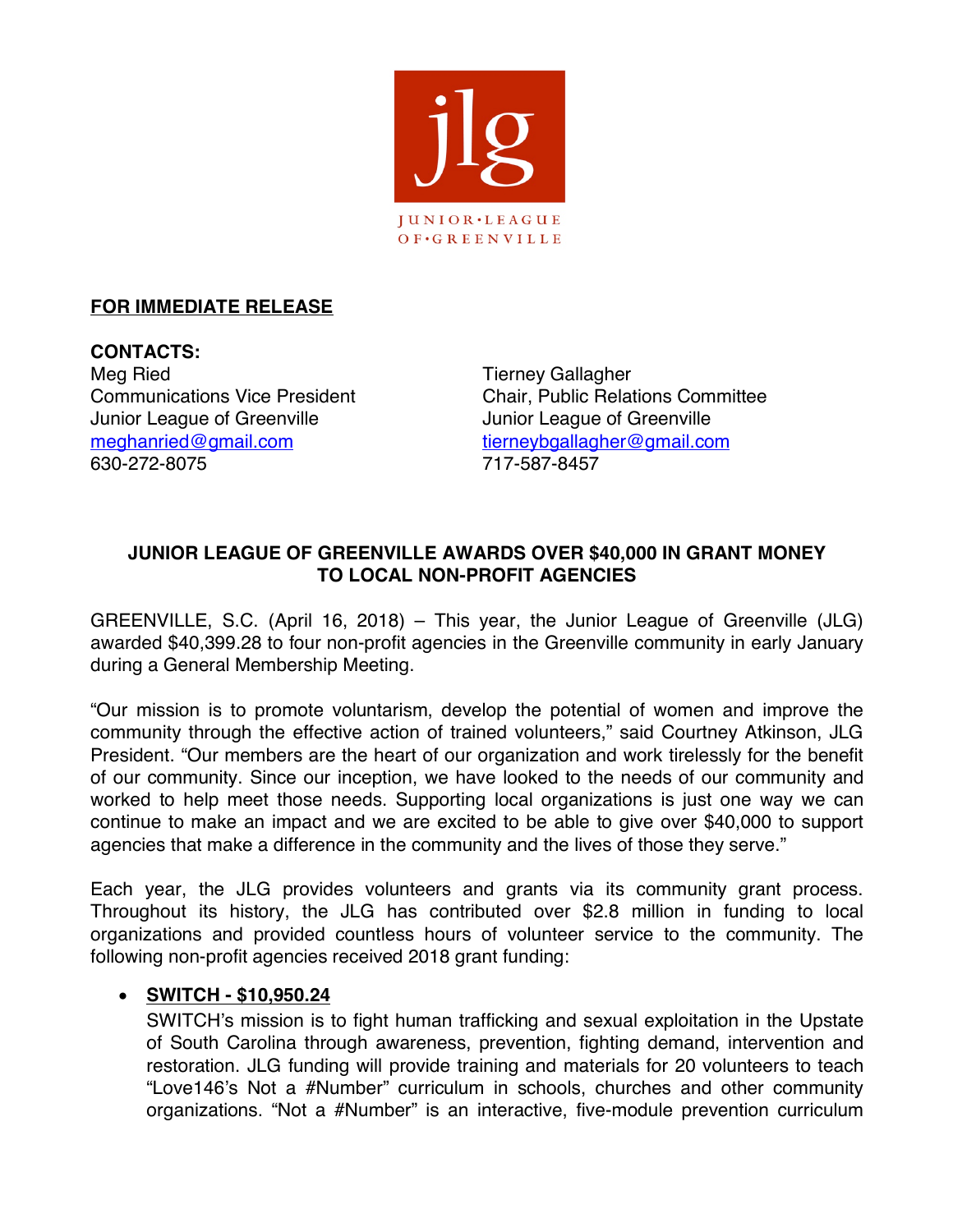jlg

JUNIOR•LEAGUE OF•GREENVILLE

**FOR IMMEDIATE RELEASE**

**CONTACTS:**

Meg Ried
Communications Vice President
Junior League of Greenville
meghanried@gmail.com
630-272-8075

Tierney Gallagher
Chair, Public Relations Committee
Junior League of Greenville
tierneybgallagher@gmail.com
717-587-8457

**JUNIOR LEAGUE OF GREENVILLE AWARDS OVER $40,000 IN GRANT MONEY TO LOCAL NON-PROFIT AGENCIES**

GREENVILLE, S.C. (April 16, 2018) – This year, the Junior League of Greenville (JLG) awarded $40,399.28 to four non-profit agencies in the Greenville community in early January during a General Membership Meeting.

"Our mission is to promote voluntarism, develop the potential of women and improve the community through the effective action of trained volunteers," said Courtney Atkinson, JLG President. "Our members are the heart of our organization and work tirelessly for the benefit of our community. Since our inception, we have looked to the needs of our community and worked to help meet those needs. Supporting local organizations is just one way we can continue to make an impact and we are excited to be able to give over $40,000 to support agencies that make a difference in the community and the lives of those they serve."

Each year, the JLG provides volunteers and grants via its community grant process. Throughout its history, the JLG has contributed over $2.8 million in funding to local organizations and provided countless hours of volunteer service to the community. The following non-profit agencies received 2018 grant funding:

- **SWITCH - $10,950.24**
  SWITCH's mission is to fight human trafficking and sexual exploitation in the Upstate of South Carolina through awareness, prevention, fighting demand, intervention and restoration. JLG funding will provide training and materials for 20 volunteers to teach "Love146's Not a #Number" curriculum in schools, churches and other community organizations. "Not a #Number" is an interactive, five-module prevention curriculum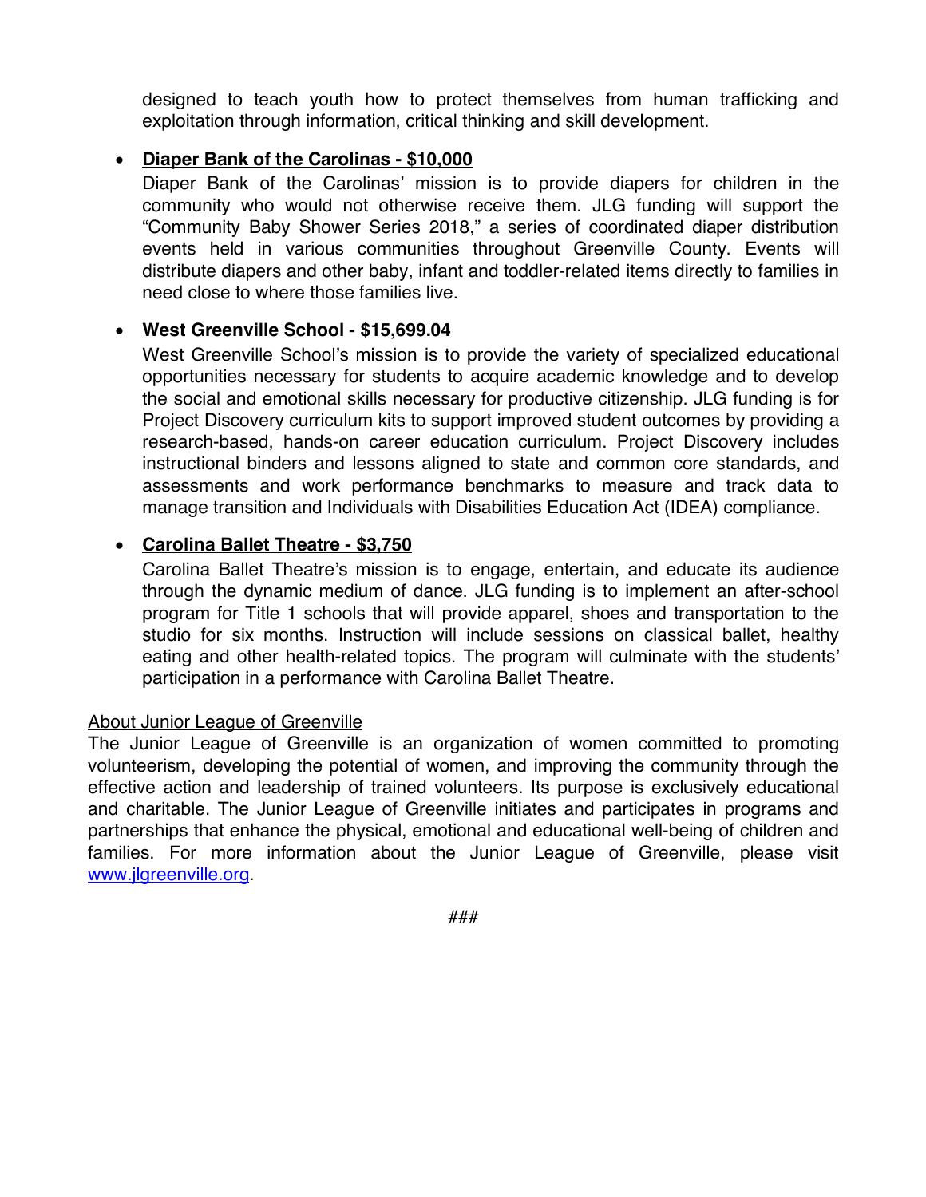designed to teach youth how to protect themselves from human trafficking and exploitation through information, critical thinking and skill development.

- **Diaper Bank of the Carolinas - $10,000**
  Diaper Bank of the Carolinas' mission is to provide diapers for children in the community who would not otherwise receive them. JLG funding will support the "Community Baby Shower Series 2018," a series of coordinated diaper distribution events held in various communities throughout Greenville County. Events will distribute diapers and other baby, infant and toddler-related items directly to families in need close to where those families live.

- **West Greenville School - $15,699.04**
  West Greenville School's mission is to provide the variety of specialized educational opportunities necessary for students to acquire academic knowledge and to develop the social and emotional skills necessary for productive citizenship. JLG funding is for Project Discovery curriculum kits to support improved student outcomes by providing a research-based, hands-on career education curriculum. Project Discovery includes instructional binders and lessons aligned to state and common core standards, and assessments and work performance benchmarks to measure and track data to manage transition and Individuals with Disabilities Education Act (IDEA) compliance.

- **Carolina Ballet Theatre - $3,750**
  Carolina Ballet Theatre's mission is to engage, entertain, and educate its audience through the dynamic medium of dance. JLG funding is to implement an after-school program for Title 1 schools that will provide apparel, shoes and transportation to the studio for six months. Instruction will include sessions on classical ballet, healthy eating and other health-related topics. The program will culminate with the students' participation in a performance with Carolina Ballet Theatre.

About Junior League of Greenville

The Junior League of Greenville is an organization of women committed to promoting volunteerism, developing the potential of women, and improving the community through the effective action and leadership of trained volunteers. Its purpose is exclusively educational and charitable. The Junior League of Greenville initiates and participates in programs and partnerships that enhance the physical, emotional and educational well-being of children and families. For more information about the Junior League of Greenville, please visit www.jlgreenville.org.

###